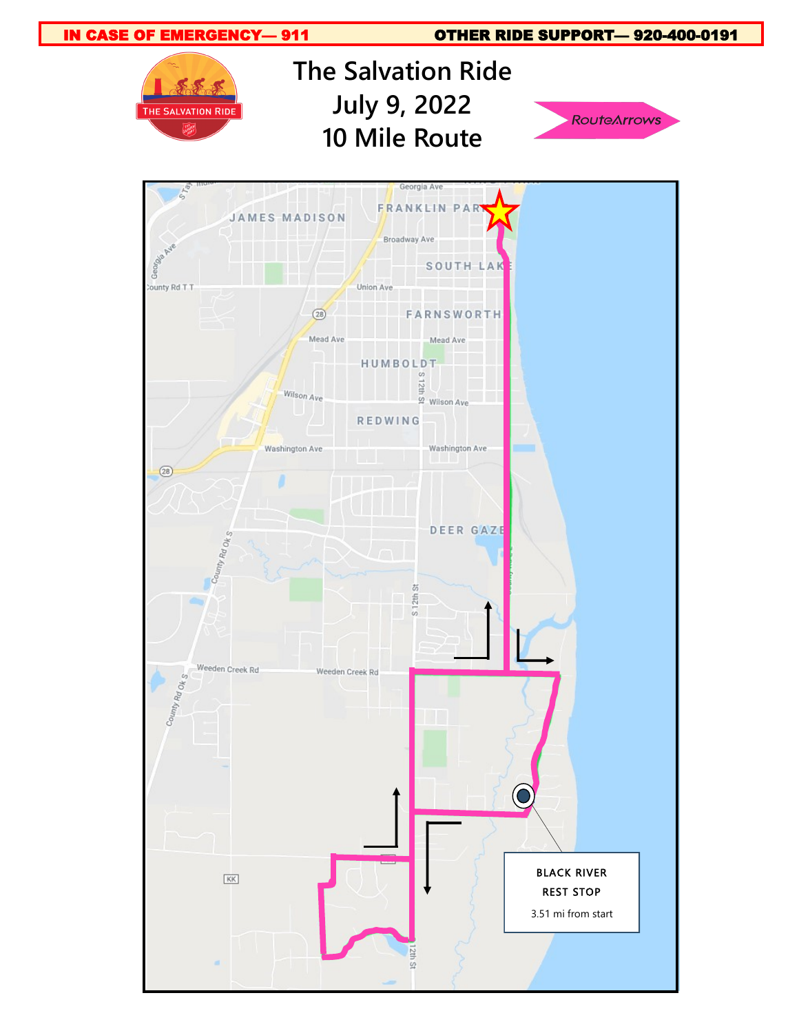**IN CASE OF EMERGENCY— 911** **OTHER RIDE SUPPORT— 920-400-0191**

THE SALVATION RIDE

# The Salvation Ride
# July 9, 2022
# 10 Mile Route

RouteArrows

BLACK RIVER
REST STOP
3.51 mi from start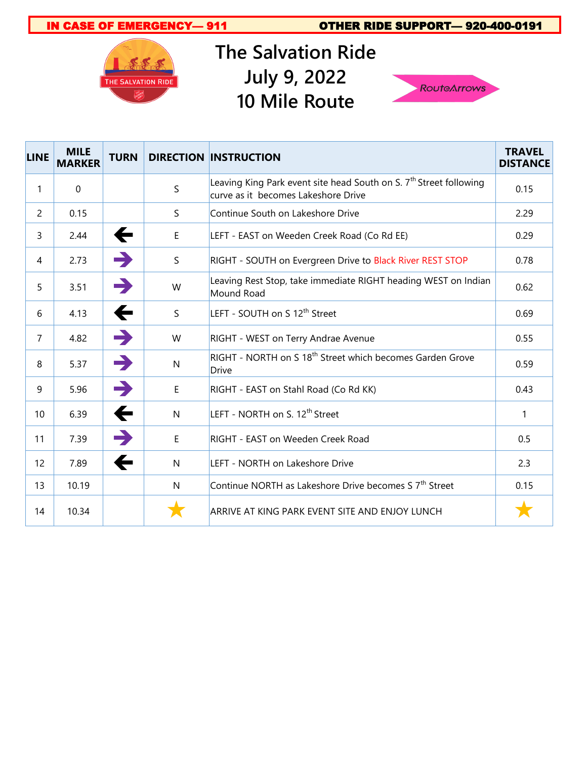**IN CASE OF EMERGENCY— 911** **OTHER RIDE SUPPORT— 920-400-0191**

# The Salvation Ride
# July 9, 2022
# 10 Mile Route

RouteArrows

| LINE | MILE MARKER | TURN | DIRECTION | INSTRUCTION | TRAVEL DISTANCE |
|---|---|---|---|---|---|
| 1 | 0 | | S | Leaving King Park event site head South on S. 7th Street following curve as it becomes Lakeshore Drive | 0.15 |
| 2 | 0.15 | | S | Continue South on Lakeshore Drive | 2.29 |
| 3 | 2.44 | ← | E | LEFT - EAST on Weeden Creek Road (Co Rd EE) | 0.29 |
| 4 | 2.73 | → | S | RIGHT - SOUTH on Evergreen Drive to Black River REST STOP | 0.78 |
| 5 | 3.51 | → | W | Leaving Rest Stop, take immediate RIGHT heading WEST on Indian Mound Road | 0.62 |
| 6 | 4.13 | ← | S | LEFT - SOUTH on S 12th Street | 0.69 |
| 7 | 4.82 | → | W | RIGHT - WEST on Terry Andrae Avenue | 0.55 |
| 8 | 5.37 | → | N | RIGHT - NORTH on S 18th Street which becomes Garden Grove Drive | 0.59 |
| 9 | 5.96 | → | E | RIGHT - EAST on Stahl Road (Co Rd KK) | 0.43 |
| 10 | 6.39 | ← | N | LEFT - NORTH on S. 12th Street | 1 |
| 11 | 7.39 | → | E | RIGHT - EAST on Weeden Creek Road | 0.5 |
| 12 | 7.89 | ← | N | LEFT - NORTH on Lakeshore Drive | 2.3 |
| 13 | 10.19 | | N | Continue NORTH as Lakeshore Drive becomes S 7th Street | 0.15 |
| 14 | 10.34 | | ★ | ARRIVE AT KING PARK EVENT SITE AND ENJOY LUNCH | ★ |